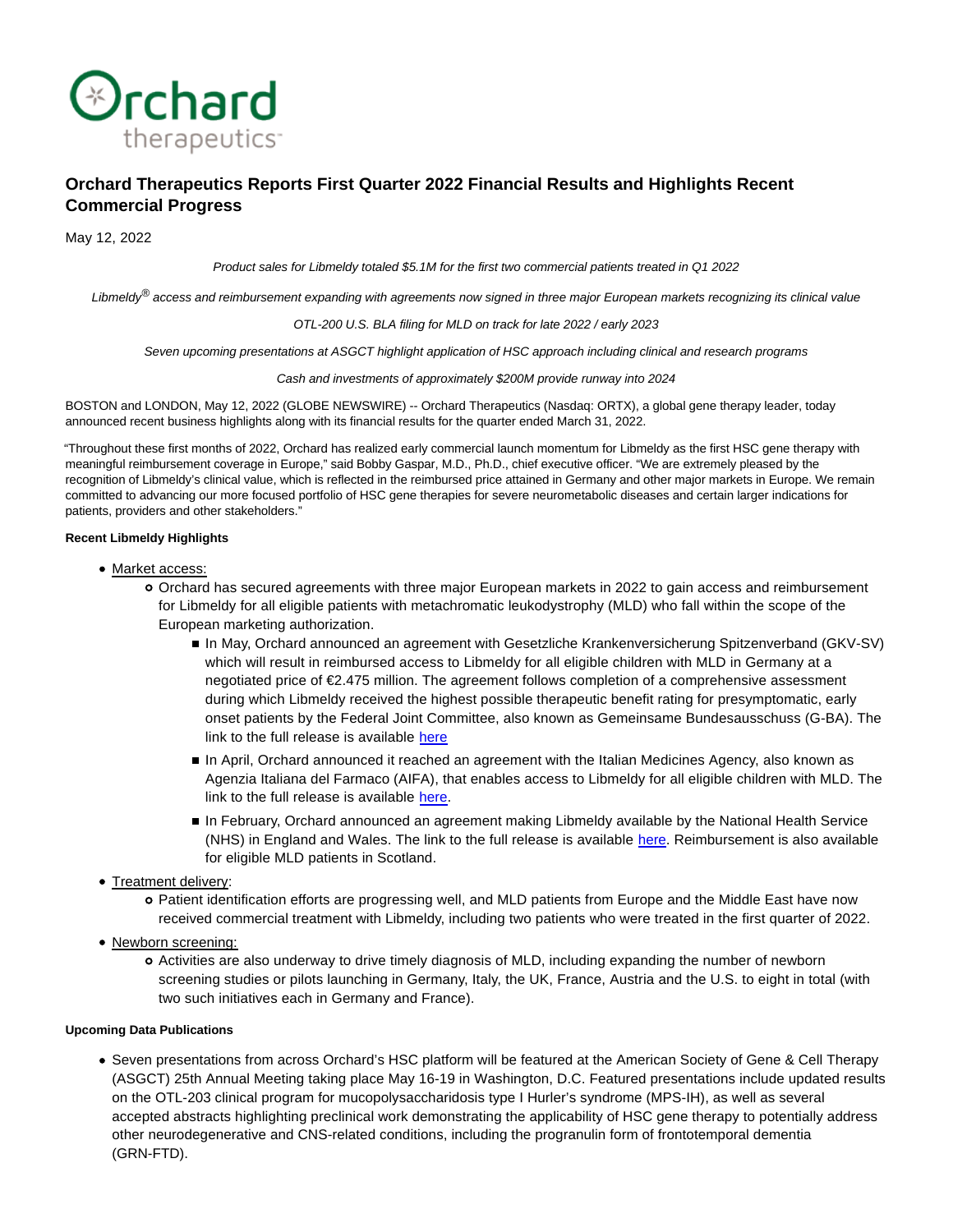# Orchard Therapeutics Reports First Quarter 2022 Financial Results and Highlights Recent Commercial Progress

May 12, 2022

*Product sales for Libmeldy totaled $5.1M for the first two commercial patients treated in Q1 2022*

*Libmeldy® access and reimbursement expanding with agreements now signed in three major European markets recognizing its clinical value*

*OTL-200 U.S. BLA filing for MLD on track for late 2022 / early 2023*

*Seven upcoming presentations at ASGCT highlight application of HSC approach including clinical and research programs*

*Cash and investments of approximately $200M provide runway into 2024*

BOSTON and LONDON, May 12, 2022 (GLOBE NEWSWIRE) -- Orchard Therapeutics (Nasdaq: ORTX), a global gene therapy leader, today announced recent business highlights along with its financial results for the quarter ended March 31, 2022.

"Throughout these first months of 2022, Orchard has realized early commercial launch momentum for Libmeldy as the first HSC gene therapy with meaningful reimbursement coverage in Europe," said Bobby Gaspar, M.D., Ph.D., chief executive officer. "We are extremely pleased by the recognition of Libmeldy's clinical value, which is reflected in the reimbursed price attained in Germany and other major markets in Europe. We remain committed to advancing our more focused portfolio of HSC gene therapies for severe neurometabolic diseases and certain larger indications for patients, providers and other stakeholders."

**Recent Libmeldy Highlights**

- Market access:
  - Orchard has secured agreements with three major European markets in 2022 to gain access and reimbursement for Libmeldy for all eligible patients with metachromatic leukodystrophy (MLD) who fall within the scope of the European marketing authorization.
    - In May, Orchard announced an agreement with Gesetzliche Krankenversicherung Spitzenverband (GKV-SV) which will result in reimbursed access to Libmeldy for all eligible children with MLD in Germany at a negotiated price of €2.475 million. The agreement follows completion of a comprehensive assessment during which Libmeldy received the highest possible therapeutic benefit rating for presymptomatic, early onset patients by the Federal Joint Committee, also known as Gemeinsame Bundesausschuss (G-BA). The link to the full release is available here
    - In April, Orchard announced it reached an agreement with the Italian Medicines Agency, also known as Agenzia Italiana del Farmaco (AIFA), that enables access to Libmeldy for all eligible children with MLD. The link to the full release is available here.
    - In February, Orchard announced an agreement making Libmeldy available by the National Health Service (NHS) in England and Wales. The link to the full release is available here. Reimbursement is also available for eligible MLD patients in Scotland.
- Treatment delivery:
  - Patient identification efforts are progressing well, and MLD patients from Europe and the Middle East have now received commercial treatment with Libmeldy, including two patients who were treated in the first quarter of 2022.
- Newborn screening:
  - Activities are also underway to drive timely diagnosis of MLD, including expanding the number of newborn screening studies or pilots launching in Germany, Italy, the UK, France, Austria and the U.S. to eight in total (with two such initiatives each in Germany and France).

**Upcoming Data Publications**

- Seven presentations from across Orchard's HSC platform will be featured at the American Society of Gene & Cell Therapy (ASGCT) 25th Annual Meeting taking place May 16-19 in Washington, D.C. Featured presentations include updated results on the OTL-203 clinical program for mucopolysaccharidosis type I Hurler's syndrome (MPS-IH), as well as several accepted abstracts highlighting preclinical work demonstrating the applicability of HSC gene therapy to potentially address other neurodegenerative and CNS-related conditions, including the progranulin form of frontotemporal dementia (GRN-FTD).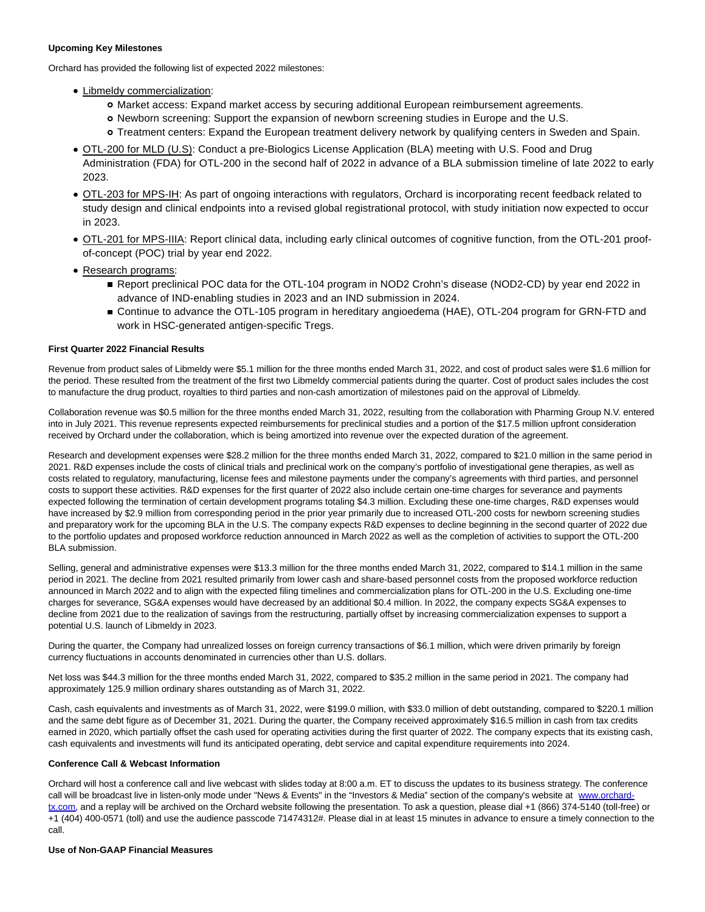**Upcoming Key Milestones**

Orchard has provided the following list of expected 2022 milestones:

- Libmeldy commercialization:
  - Market access: Expand market access by securing additional European reimbursement agreements.
  - Newborn screening: Support the expansion of newborn screening studies in Europe and the U.S.
  - Treatment centers: Expand the European treatment delivery network by qualifying centers in Sweden and Spain.
- OTL-200 for MLD (U.S): Conduct a pre-Biologics License Application (BLA) meeting with U.S. Food and Drug Administration (FDA) for OTL-200 in the second half of 2022 in advance of a BLA submission timeline of late 2022 to early 2023.
- OTL-203 for MPS-IH: As part of ongoing interactions with regulators, Orchard is incorporating recent feedback related to study design and clinical endpoints into a revised global registrational protocol, with study initiation now expected to occur in 2023.
- OTL-201 for MPS-IIIA: Report clinical data, including early clinical outcomes of cognitive function, from the OTL-201 proof-of-concept (POC) trial by year end 2022.
- Research programs:
  - Report preclinical POC data for the OTL-104 program in NOD2 Crohn's disease (NOD2-CD) by year end 2022 in advance of IND-enabling studies in 2023 and an IND submission in 2024.
  - Continue to advance the OTL-105 program in hereditary angioedema (HAE), OTL-204 program for GRN-FTD and work in HSC-generated antigen-specific Tregs.

**First Quarter 2022 Financial Results**

Revenue from product sales of Libmeldy were $5.1 million for the three months ended March 31, 2022, and cost of product sales were $1.6 million for the period. These resulted from the treatment of the first two Libmeldy commercial patients during the quarter. Cost of product sales includes the cost to manufacture the drug product, royalties to third parties and non-cash amortization of milestones paid on the approval of Libmeldy.

Collaboration revenue was $0.5 million for the three months ended March 31, 2022, resulting from the collaboration with Pharming Group N.V. entered into in July 2021. This revenue represents expected reimbursements for preclinical studies and a portion of the $17.5 million upfront consideration received by Orchard under the collaboration, which is being amortized into revenue over the expected duration of the agreement.

Research and development expenses were $28.2 million for the three months ended March 31, 2022, compared to $21.0 million in the same period in 2021. R&D expenses include the costs of clinical trials and preclinical work on the company's portfolio of investigational gene therapies, as well as costs related to regulatory, manufacturing, license fees and milestone payments under the company's agreements with third parties, and personnel costs to support these activities. R&D expenses for the first quarter of 2022 also include certain one-time charges for severance and payments expected following the termination of certain development programs totaling $4.3 million. Excluding these one-time charges, R&D expenses would have increased by $2.9 million from corresponding period in the prior year primarily due to increased OTL-200 costs for newborn screening studies and preparatory work for the upcoming BLA in the U.S. The company expects R&D expenses to decline beginning in the second quarter of 2022 due to the portfolio updates and proposed workforce reduction announced in March 2022 as well as the completion of activities to support the OTL-200 BLA submission.

Selling, general and administrative expenses were $13.3 million for the three months ended March 31, 2022, compared to $14.1 million in the same period in 2021. The decline from 2021 resulted primarily from lower cash and share-based personnel costs from the proposed workforce reduction announced in March 2022 and to align with the expected filing timelines and commercialization plans for OTL-200 in the U.S. Excluding one-time charges for severance, SG&A expenses would have decreased by an additional $0.4 million. In 2022, the company expects SG&A expenses to decline from 2021 due to the realization of savings from the restructuring, partially offset by increasing commercialization expenses to support a potential U.S. launch of Libmeldy in 2023.

During the quarter, the Company had unrealized losses on foreign currency transactions of $6.1 million, which were driven primarily by foreign currency fluctuations in accounts denominated in currencies other than U.S. dollars.

Net loss was $44.3 million for the three months ended March 31, 2022, compared to $35.2 million in the same period in 2021. The company had approximately 125.9 million ordinary shares outstanding as of March 31, 2022.

Cash, cash equivalents and investments as of March 31, 2022, were $199.0 million, with $33.0 million of debt outstanding, compared to $220.1 million and the same debt figure as of December 31, 2021. During the quarter, the Company received approximately $16.5 million in cash from tax credits earned in 2020, which partially offset the cash used for operating activities during the first quarter of 2022. The company expects that its existing cash, cash equivalents and investments will fund its anticipated operating, debt service and capital expenditure requirements into 2024.

**Conference Call & Webcast Information**

Orchard will host a conference call and live webcast with slides today at 8:00 a.m. ET to discuss the updates to its business strategy. The conference call will be broadcast live in listen-only mode under "News & Events" in the "Investors & Media" section of the company's website at www.orchard-tx.com, and a replay will be archived on the Orchard website following the presentation. To ask a question, please dial +1 (866) 374-5140 (toll-free) or +1 (404) 400-0571 (toll) and use the audience passcode 71474312#. Please dial in at least 15 minutes in advance to ensure a timely connection to the call.

**Use of Non-GAAP Financial Measures**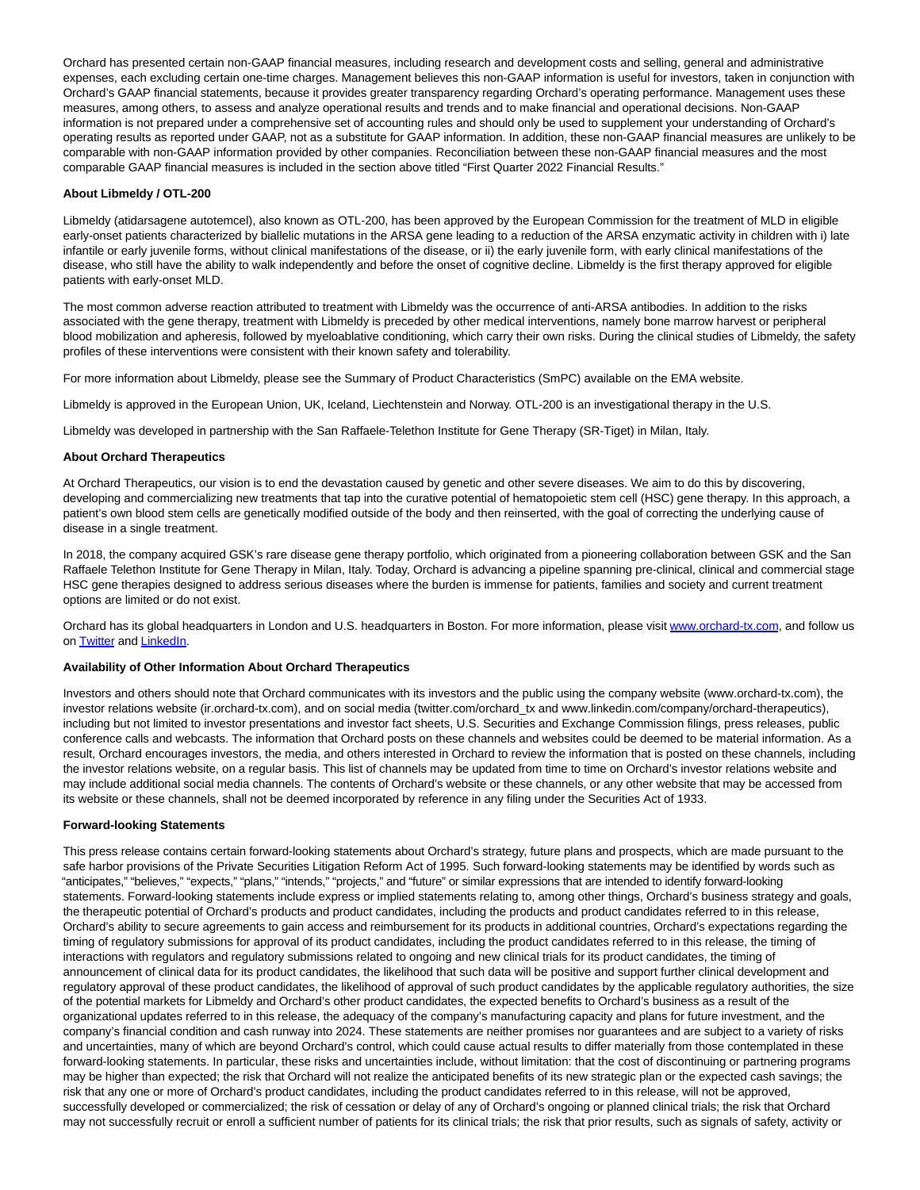Orchard has presented certain non-GAAP financial measures, including research and development costs and selling, general and administrative expenses, each excluding certain one-time charges. Management believes this non-GAAP information is useful for investors, taken in conjunction with Orchard's GAAP financial statements, because it provides greater transparency regarding Orchard's operating performance. Management uses these measures, among others, to assess and analyze operational results and trends and to make financial and operational decisions. Non-GAAP information is not prepared under a comprehensive set of accounting rules and should only be used to supplement your understanding of Orchard's operating results as reported under GAAP, not as a substitute for GAAP information. In addition, these non-GAAP financial measures are unlikely to be comparable with non-GAAP information provided by other companies. Reconciliation between these non-GAAP financial measures and the most comparable GAAP financial measures is included in the section above titled "First Quarter 2022 Financial Results."

**About Libmeldy / OTL-200**

Libmeldy (atidarsagene autotemcel), also known as OTL-200, has been approved by the European Commission for the treatment of MLD in eligible early-onset patients characterized by biallelic mutations in the ARSA gene leading to a reduction of the ARSA enzymatic activity in children with i) late infantile or early juvenile forms, without clinical manifestations of the disease, or ii) the early juvenile form, with early clinical manifestations of the disease, who still have the ability to walk independently and before the onset of cognitive decline. Libmeldy is the first therapy approved for eligible patients with early-onset MLD.

The most common adverse reaction attributed to treatment with Libmeldy was the occurrence of anti-ARSA antibodies. In addition to the risks associated with the gene therapy, treatment with Libmeldy is preceded by other medical interventions, namely bone marrow harvest or peripheral blood mobilization and apheresis, followed by myeloablative conditioning, which carry their own risks. During the clinical studies of Libmeldy, the safety profiles of these interventions were consistent with their known safety and tolerability.

For more information about Libmeldy, please see the Summary of Product Characteristics (SmPC) available on the EMA website.

Libmeldy is approved in the European Union, UK, Iceland, Liechtenstein and Norway. OTL-200 is an investigational therapy in the U.S.

Libmeldy was developed in partnership with the San Raffaele-Telethon Institute for Gene Therapy (SR-Tiget) in Milan, Italy.

**About Orchard Therapeutics**

At Orchard Therapeutics, our vision is to end the devastation caused by genetic and other severe diseases. We aim to do this by discovering, developing and commercializing new treatments that tap into the curative potential of hematopoietic stem cell (HSC) gene therapy. In this approach, a patient's own blood stem cells are genetically modified outside of the body and then reinserted, with the goal of correcting the underlying cause of disease in a single treatment.

In 2018, the company acquired GSK's rare disease gene therapy portfolio, which originated from a pioneering collaboration between GSK and the San Raffaele Telethon Institute for Gene Therapy in Milan, Italy. Today, Orchard is advancing a pipeline spanning pre-clinical, clinical and commercial stage HSC gene therapies designed to address serious diseases where the burden is immense for patients, families and society and current treatment options are limited or do not exist.

Orchard has its global headquarters in London and U.S. headquarters in Boston. For more information, please visit [www.orchard-tx.com](www.orchard-tx.com), and follow us on [Twitter]() and [LinkedIn]().

**Availability of Other Information About Orchard Therapeutics**

Investors and others should note that Orchard communicates with its investors and the public using the company website (www.orchard-tx.com), the investor relations website (ir.orchard-tx.com), and on social media (twitter.com/orchard_tx and www.linkedin.com/company/orchard-therapeutics), including but not limited to investor presentations and investor fact sheets, U.S. Securities and Exchange Commission filings, press releases, public conference calls and webcasts. The information that Orchard posts on these channels and websites could be deemed to be material information. As a result, Orchard encourages investors, the media, and others interested in Orchard to review the information that is posted on these channels, including the investor relations website, on a regular basis. This list of channels may be updated from time to time on Orchard's investor relations website and may include additional social media channels. The contents of Orchard's website or these channels, or any other website that may be accessed from its website or these channels, shall not be deemed incorporated by reference in any filing under the Securities Act of 1933.

**Forward-looking Statements**

This press release contains certain forward-looking statements about Orchard's strategy, future plans and prospects, which are made pursuant to the safe harbor provisions of the Private Securities Litigation Reform Act of 1995. Such forward-looking statements may be identified by words such as "anticipates," "believes," "expects," "plans," "intends," "projects," and "future" or similar expressions that are intended to identify forward-looking statements. Forward-looking statements include express or implied statements relating to, among other things, Orchard's business strategy and goals, the therapeutic potential of Orchard's products and product candidates, including the products and product candidates referred to in this release, Orchard's ability to secure agreements to gain access and reimbursement for its products in additional countries, Orchard's expectations regarding the timing of regulatory submissions for approval of its product candidates, including the product candidates referred to in this release, the timing of interactions with regulators and regulatory submissions related to ongoing and new clinical trials for its product candidates, the timing of announcement of clinical data for its product candidates, the likelihood that such data will be positive and support further clinical development and regulatory approval of these product candidates, the likelihood of approval of such product candidates by the applicable regulatory authorities, the size of the potential markets for Libmeldy and Orchard's other product candidates, the expected benefits to Orchard's business as a result of the organizational updates referred to in this release, the adequacy of the company's manufacturing capacity and plans for future investment, and the company's financial condition and cash runway into 2024. These statements are neither promises nor guarantees and are subject to a variety of risks and uncertainties, many of which are beyond Orchard's control, which could cause actual results to differ materially from those contemplated in these forward-looking statements. In particular, these risks and uncertainties include, without limitation: that the cost of discontinuing or partnering programs may be higher than expected; the risk that Orchard will not realize the anticipated benefits of its new strategic plan or the expected cash savings; the risk that any one or more of Orchard's product candidates, including the product candidates referred to in this release, will not be approved, successfully developed or commercialized; the risk of cessation or delay of any of Orchard's ongoing or planned clinical trials; the risk that Orchard may not successfully recruit or enroll a sufficient number of patients for its clinical trials; the risk that prior results, such as signals of safety, activity or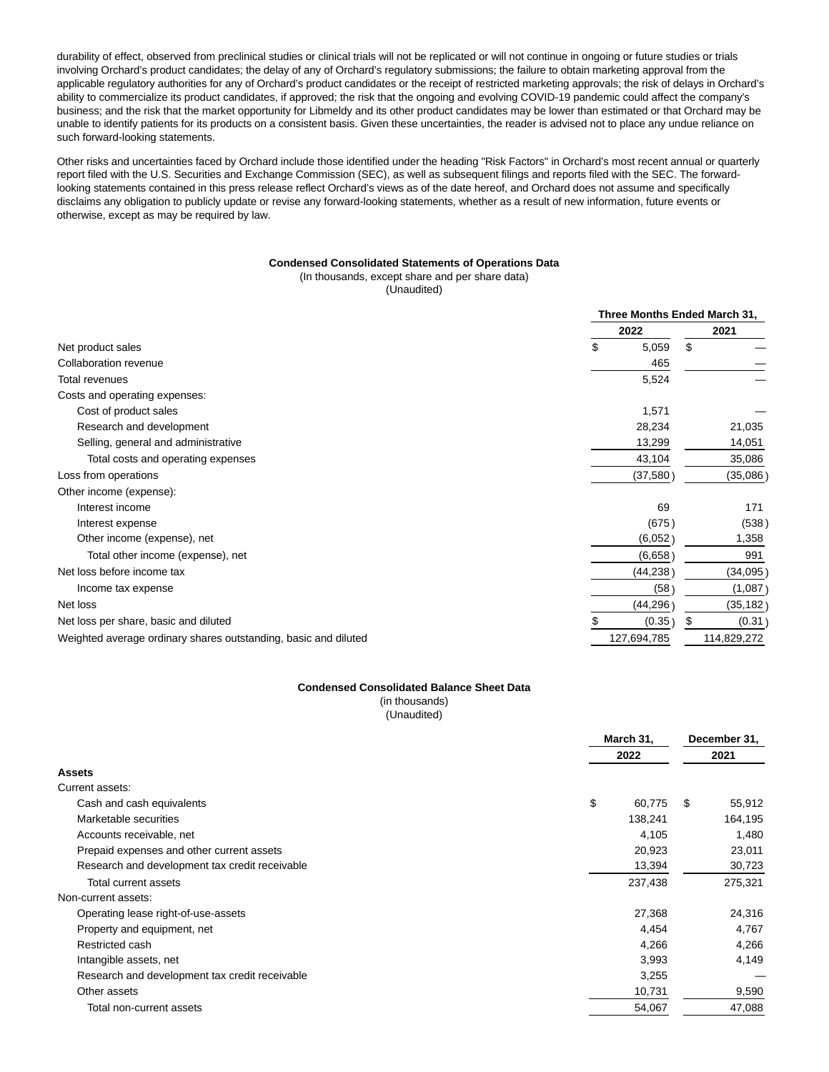durability of effect, observed from preclinical studies or clinical trials will not be replicated or will not continue in ongoing or future studies or trials involving Orchard's product candidates; the delay of any of Orchard's regulatory submissions; the failure to obtain marketing approval from the applicable regulatory authorities for any of Orchard's product candidates or the receipt of restricted marketing approvals; the risk of delays in Orchard's ability to commercialize its product candidates, if approved; the risk that the ongoing and evolving COVID-19 pandemic could affect the company's business; and the risk that the market opportunity for Libmeldy and its other product candidates may be lower than estimated or that Orchard may be unable to identify patients for its products on a consistent basis. Given these uncertainties, the reader is advised not to place any undue reliance on such forward-looking statements.

Other risks and uncertainties faced by Orchard include those identified under the heading "Risk Factors" in Orchard's most recent annual or quarterly report filed with the U.S. Securities and Exchange Commission (SEC), as well as subsequent filings and reports filed with the SEC. The forward-looking statements contained in this press release reflect Orchard's views as of the date hereof, and Orchard does not assume and specifically disclaims any obligation to publicly update or revise any forward-looking statements, whether as a result of new information, future events or otherwise, except as may be required by law.

**Condensed Consolidated Statements of Operations Data**
(In thousands, except share and per share data)
(Unaudited)

| | Three Months Ended March 31, | |
|---|---|---|
| | 2022 | 2021 |
| Net product sales | $ 5,059 | $ — |
| Collaboration revenue | 465 | — |
| Total revenues | 5,524 | — |
| Costs and operating expenses: | | |
| Cost of product sales | 1,571 | — |
| Research and development | 28,234 | 21,035 |
| Selling, general and administrative | 13,299 | 14,051 |
| Total costs and operating expenses | 43,104 | 35,086 |
| Loss from operations | (37,580) | (35,086) |
| Other income (expense): | | |
| Interest income | 69 | 171 |
| Interest expense | (675) | (538) |
| Other income (expense), net | (6,052) | 1,358 |
| Total other income (expense), net | (6,658) | 991 |
| Net loss before income tax | (44,238) | (34,095) |
| Income tax expense | (58) | (1,087) |
| Net loss | (44,296) | (35,182) |
| Net loss per share, basic and diluted | $ (0.35) | $ (0.31) |
| Weighted average ordinary shares outstanding, basic and diluted | 127,694,785 | 114,829,272 |

**Condensed Consolidated Balance Sheet Data**
(in thousands)
(Unaudited)

| | March 31, 2022 | December 31, 2021 |
|---|---|---|
| **Assets** | | |
| Current assets: | | |
| Cash and cash equivalents | $ 60,775 | $ 55,912 |
| Marketable securities | 138,241 | 164,195 |
| Accounts receivable, net | 4,105 | 1,480 |
| Prepaid expenses and other current assets | 20,923 | 23,011 |
| Research and development tax credit receivable | 13,394 | 30,723 |
| Total current assets | 237,438 | 275,321 |
| Non-current assets: | | |
| Operating lease right-of-use-assets | 27,368 | 24,316 |
| Property and equipment, net | 4,454 | 4,767 |
| Restricted cash | 4,266 | 4,266 |
| Intangible assets, net | 3,993 | 4,149 |
| Research and development tax credit receivable | 3,255 | — |
| Other assets | 10,731 | 9,590 |
| Total non-current assets | 54,067 | 47,088 |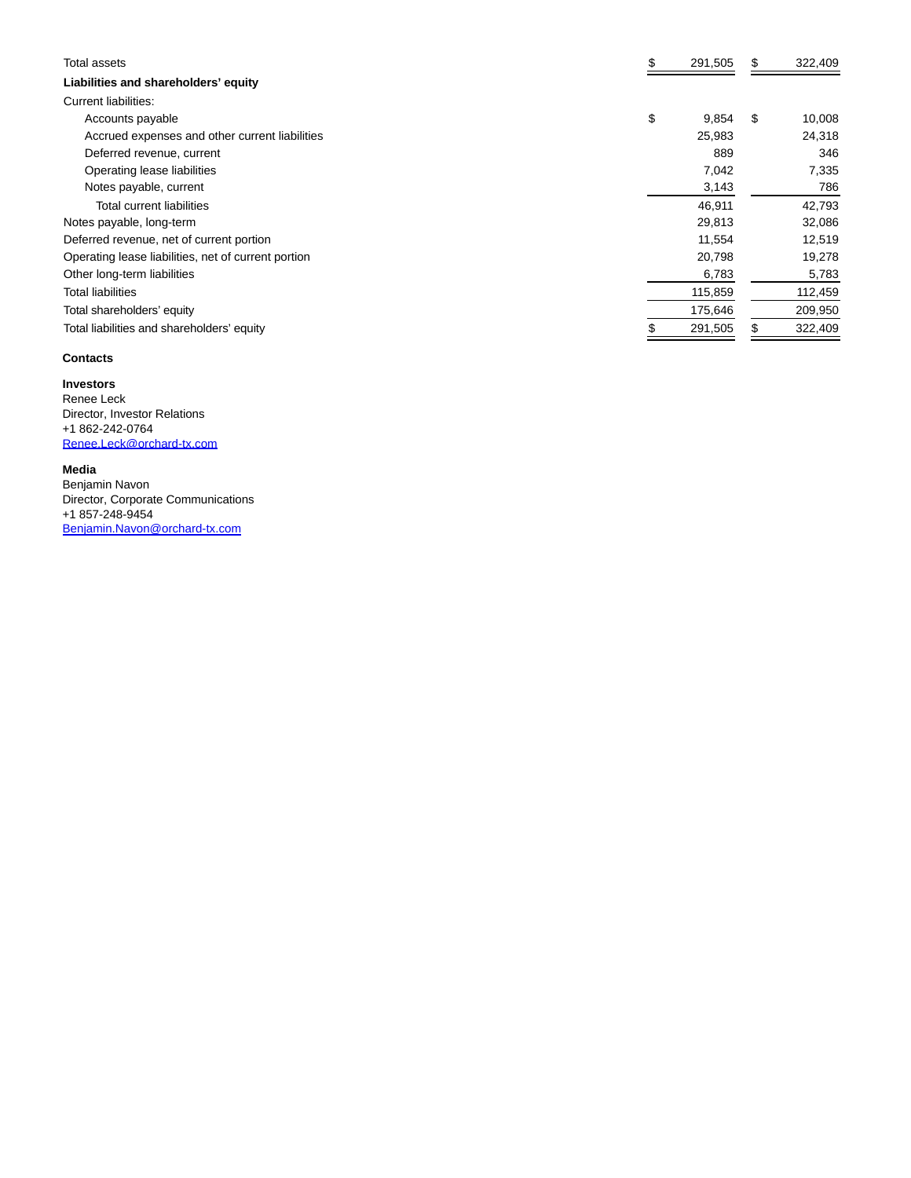| | | |
|---|---|---|
| Total assets | $ 291,505 | $ 322,409 |
| **Liabilities and shareholders' equity** | | |
| Current liabilities: | | |
| Accounts payable | $ 9,854 | $ 10,008 |
| Accrued expenses and other current liabilities | 25,983 | 24,318 |
| Deferred revenue, current | 889 | 346 |
| Operating lease liabilities | 7,042 | 7,335 |
| Notes payable, current | 3,143 | 786 |
| Total current liabilities | 46,911 | 42,793 |
| Notes payable, long-term | 29,813 | 32,086 |
| Deferred revenue, net of current portion | 11,554 | 12,519 |
| Operating lease liabilities, net of current portion | 20,798 | 19,278 |
| Other long-term liabilities | 6,783 | 5,783 |
| Total liabilities | 115,859 | 112,459 |
| Total shareholders' equity | 175,646 | 209,950 |
| Total liabilities and shareholders' equity | $ 291,505 | $ 322,409 |

**Contacts**

**Investors**
Renee Leck
Director, Investor Relations
+1 862-242-0764
Renee.Leck@orchard-tx.com

**Media**
Benjamin Navon
Director, Corporate Communications
+1 857-248-9454
Benjamin.Navon@orchard-tx.com